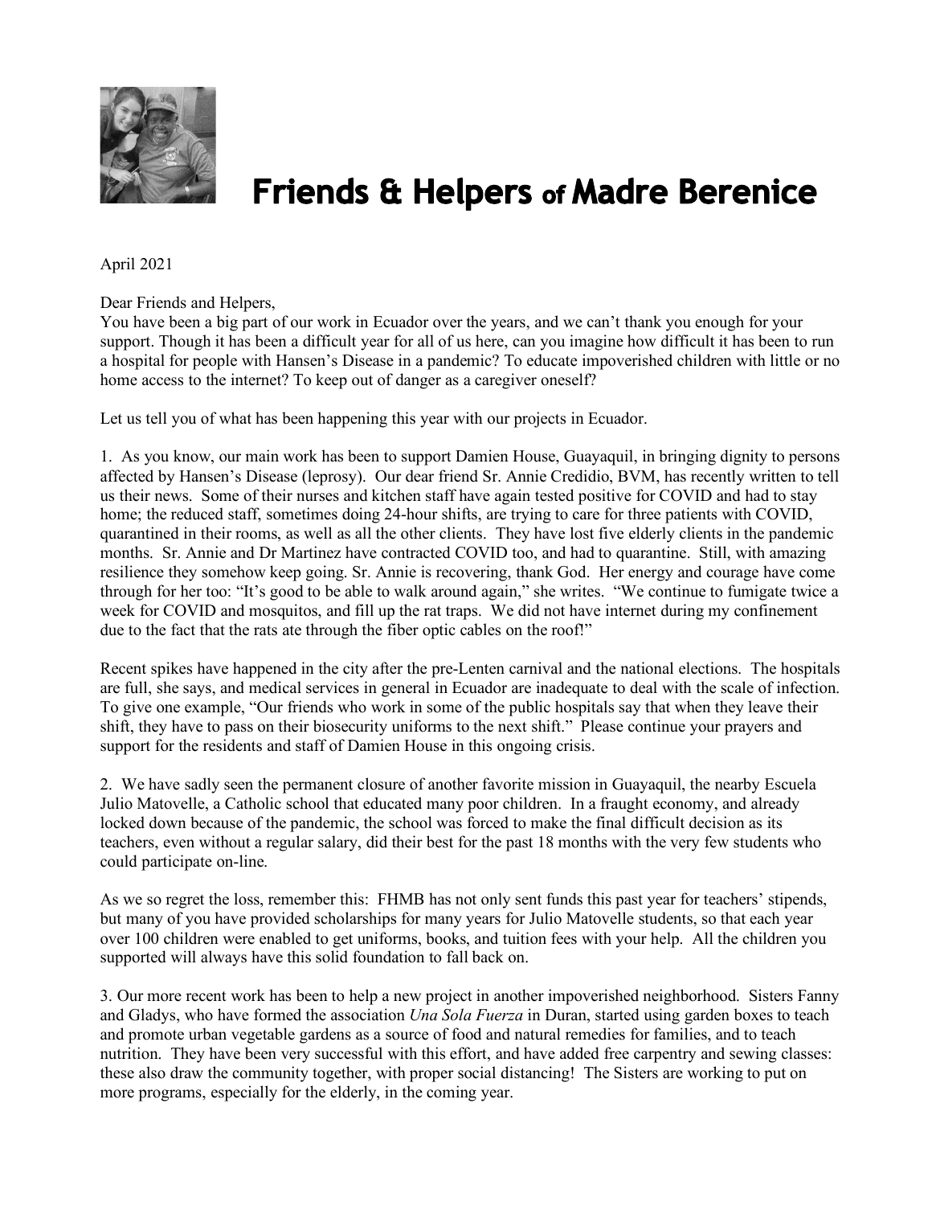# Friends & Helpers of Madre Berenice

April 2021

Dear Friends and Helpers,
You have been a big part of our work in Ecuador over the years, and we can't thank you enough for your support. Though it has been a difficult year for all of us here, can you imagine how difficult it has been to run a hospital for people with Hansen's Disease in a pandemic? To educate impoverished children with little or no home access to the internet? To keep out of danger as a caregiver oneself?

Let us tell you of what has been happening this year with our projects in Ecuador.

1. As you know, our main work has been to support Damien House, Guayaquil, in bringing dignity to persons affected by Hansen's Disease (leprosy). Our dear friend Sr. Annie Credidio, BVM, has recently written to tell us their news. Some of their nurses and kitchen staff have again tested positive for COVID and had to stay home; the reduced staff, sometimes doing 24-hour shifts, are trying to care for three patients with COVID, quarantined in their rooms, as well as all the other clients. They have lost five elderly clients in the pandemic months. Sr. Annie and Dr Martinez have contracted COVID too, and had to quarantine. Still, with amazing resilience they somehow keep going. Sr. Annie is recovering, thank God. Her energy and courage have come through for her too: "It's good to be able to walk around again," she writes. "We continue to fumigate twice a week for COVID and mosquitos, and fill up the rat traps. We did not have internet during my confinement due to the fact that the rats ate through the fiber optic cables on the roof!"

Recent spikes have happened in the city after the pre-Lenten carnival and the national elections. The hospitals are full, she says, and medical services in general in Ecuador are inadequate to deal with the scale of infection. To give one example, "Our friends who work in some of the public hospitals say that when they leave their shift, they have to pass on their biosecurity uniforms to the next shift." Please continue your prayers and support for the residents and staff of Damien House in this ongoing crisis.

2. We have sadly seen the permanent closure of another favorite mission in Guayaquil, the nearby Escuela Julio Matovelle, a Catholic school that educated many poor children. In a fraught economy, and already locked down because of the pandemic, the school was forced to make the final difficult decision as its teachers, even without a regular salary, did their best for the past 18 months with the very few students who could participate on-line.

As we so regret the loss, remember this: FHMB has not only sent funds this past year for teachers' stipends, but many of you have provided scholarships for many years for Julio Matovelle students, so that each year over 100 children were enabled to get uniforms, books, and tuition fees with your help. All the children you supported will always have this solid foundation to fall back on.

3. Our more recent work has been to help a new project in another impoverished neighborhood. Sisters Fanny and Gladys, who have formed the association *Una Sola Fuerza* in Duran, started using garden boxes to teach and promote urban vegetable gardens as a source of food and natural remedies for families, and to teach nutrition. They have been very successful with this effort, and have added free carpentry and sewing classes: these also draw the community together, with proper social distancing! The Sisters are working to put on more programs, especially for the elderly, in the coming year.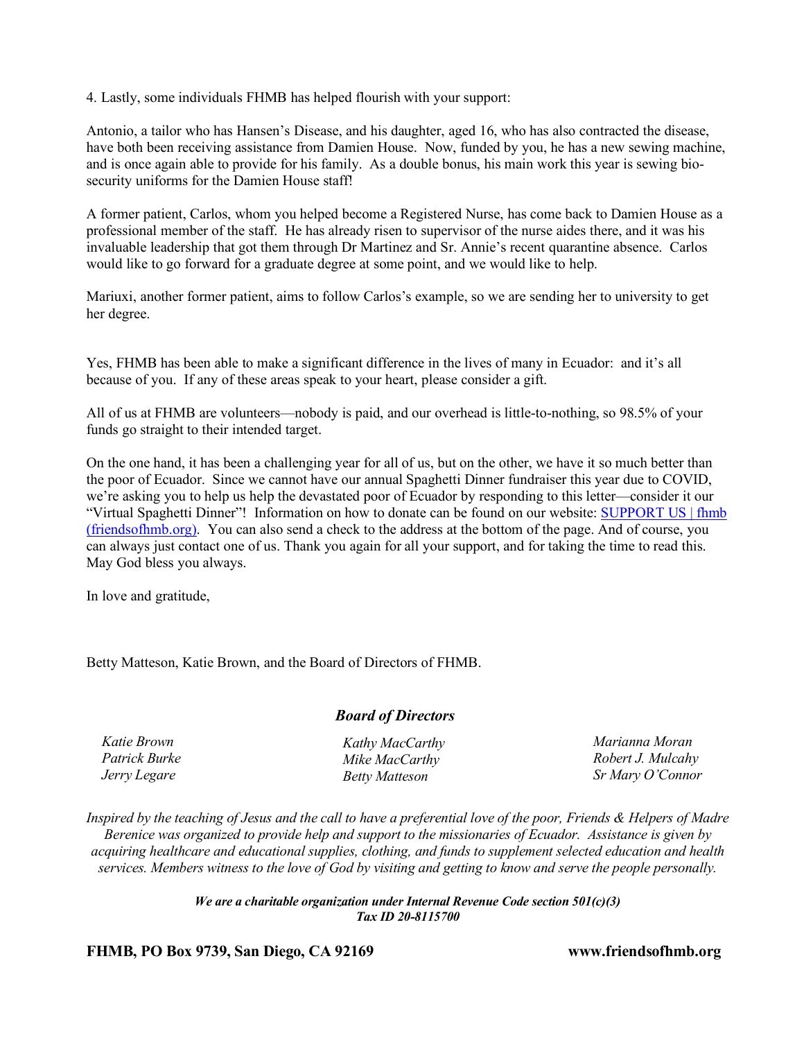4. Lastly, some individuals FHMB has helped flourish with your support:

Antonio, a tailor who has Hansen's Disease, and his daughter, aged 16, who has also contracted the disease, have both been receiving assistance from Damien House. Now, funded by you, he has a new sewing machine, and is once again able to provide for his family. As a double bonus, his main work this year is sewing bio-security uniforms for the Damien House staff!

A former patient, Carlos, whom you helped become a Registered Nurse, has come back to Damien House as a professional member of the staff. He has already risen to supervisor of the nurse aides there, and it was his invaluable leadership that got them through Dr Martinez and Sr. Annie's recent quarantine absence. Carlos would like to go forward for a graduate degree at some point, and we would like to help.

Mariuxi, another former patient, aims to follow Carlos's example, so we are sending her to university to get her degree.

Yes, FHMB has been able to make a significant difference in the lives of many in Ecuador: and it's all because of you. If any of these areas speak to your heart, please consider a gift.

All of us at FHMB are volunteers—nobody is paid, and our overhead is little-to-nothing, so 98.5% of your funds go straight to their intended target.

On the one hand, it has been a challenging year for all of us, but on the other, we have it so much better than the poor of Ecuador. Since we cannot have our annual Spaghetti Dinner fundraiser this year due to COVID, we're asking you to help us help the devastated poor of Ecuador by responding to this letter—consider it our "Virtual Spaghetti Dinner"! Information on how to donate can be found on our website: [SUPPORT US | fhmb (friendsofhmb.org)](friendsofhmb.org). You can also send a check to the address at the bottom of the page. And of course, you can always just contact one of us. Thank you again for all your support, and for taking the time to read this. May God bless you always.

In love and gratitude,

Betty Matteson, Katie Brown, and the Board of Directors of FHMB.

### *Board of Directors*

*Katie Brown*
*Patrick Burke*
*Jerry Legare*
*Kathy MacCarthy*
*Mike MacCarthy*
*Betty Matteson*
*Marianna Moran*
*Robert J. Mulcahy*
*Sr Mary O'Connor*

*Inspired by the teaching of Jesus and the call to have a preferential love of the poor, Friends & Helpers of Madre Berenice was organized to provide help and support to the missionaries of Ecuador. Assistance is given by acquiring healthcare and educational supplies, clothing, and funds to supplement selected education and health services. Members witness to the love of God by visiting and getting to know and serve the people personally.*

***We are a charitable organization under Internal Revenue Code section 501(c)(3)***
***Tax ID 20-8115700***

**FHMB, PO Box 9739, San Diego, CA 92169** **www.friendsofhmb.org**